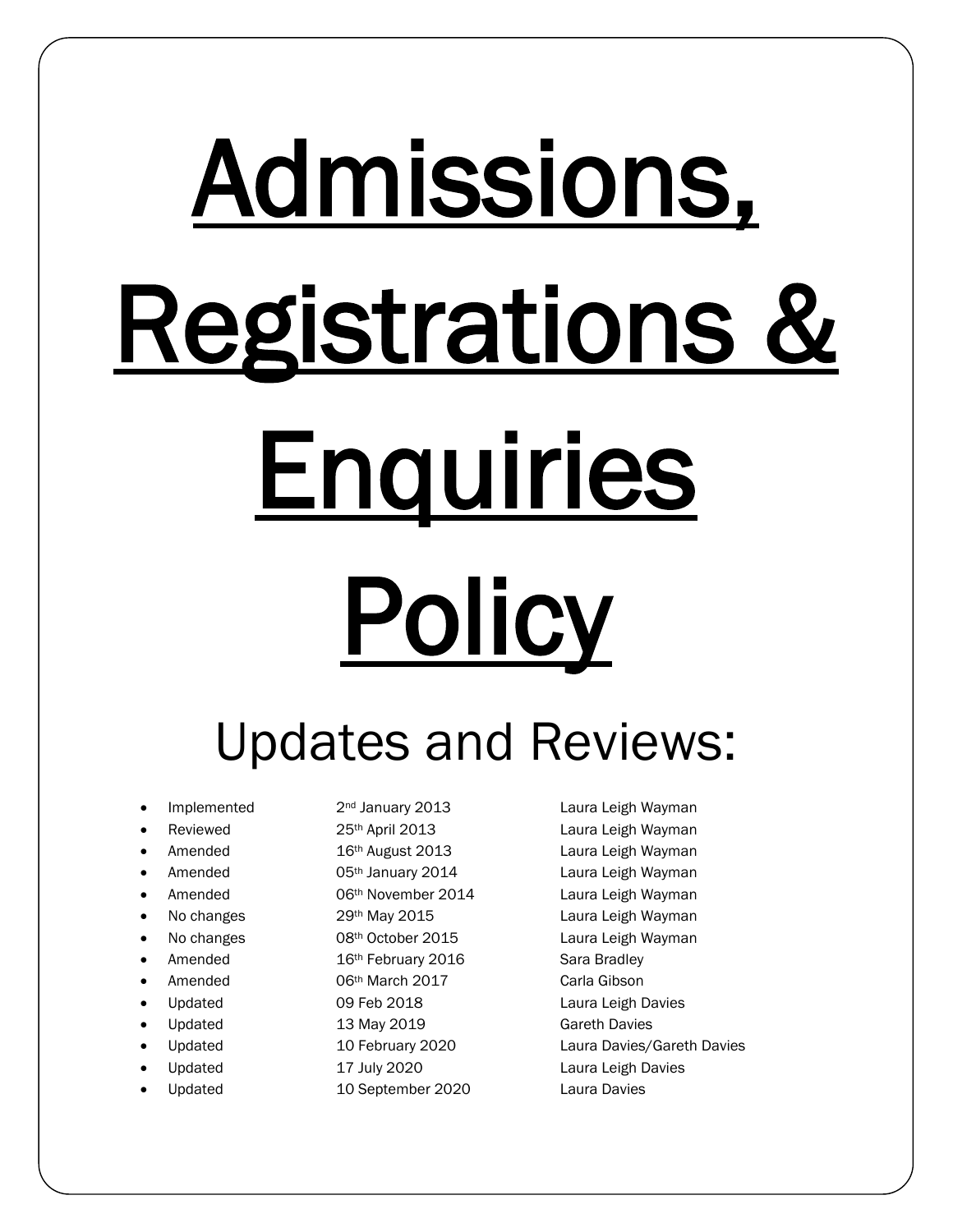# Admissions, Registrations & Enquiries Policy

## Updates and Reviews:

- Implemented 2nd January 2013 Laura Leigh Wayman
- Reviewed 25th April 2013 Laura Leigh Wayman
- Amended 16th August 2013 Laura Leigh Wayman
- Amended 05th January 2014 Laura Leigh Wayman
- Amended 06th November 2014 Laura Leigh Wayman
- No changes 29th May 2015 Laura Leigh Wayman
- No changes 08th October 2015 Laura Leigh Wayman
- Amended 16th February 2016 Sara Bradley
- Amended 06th March 2017 Carla Gibson
- Updated 09 Feb 2018 Laura Leigh Davies
- Updated 13 May 2019 Gareth Davies
- Updated 10 February 2020 Laura Davies/Gareth Davies
- Updated 17 July 2020 Laura Leigh Davies
- Updated 10 September 2020 Laura Davies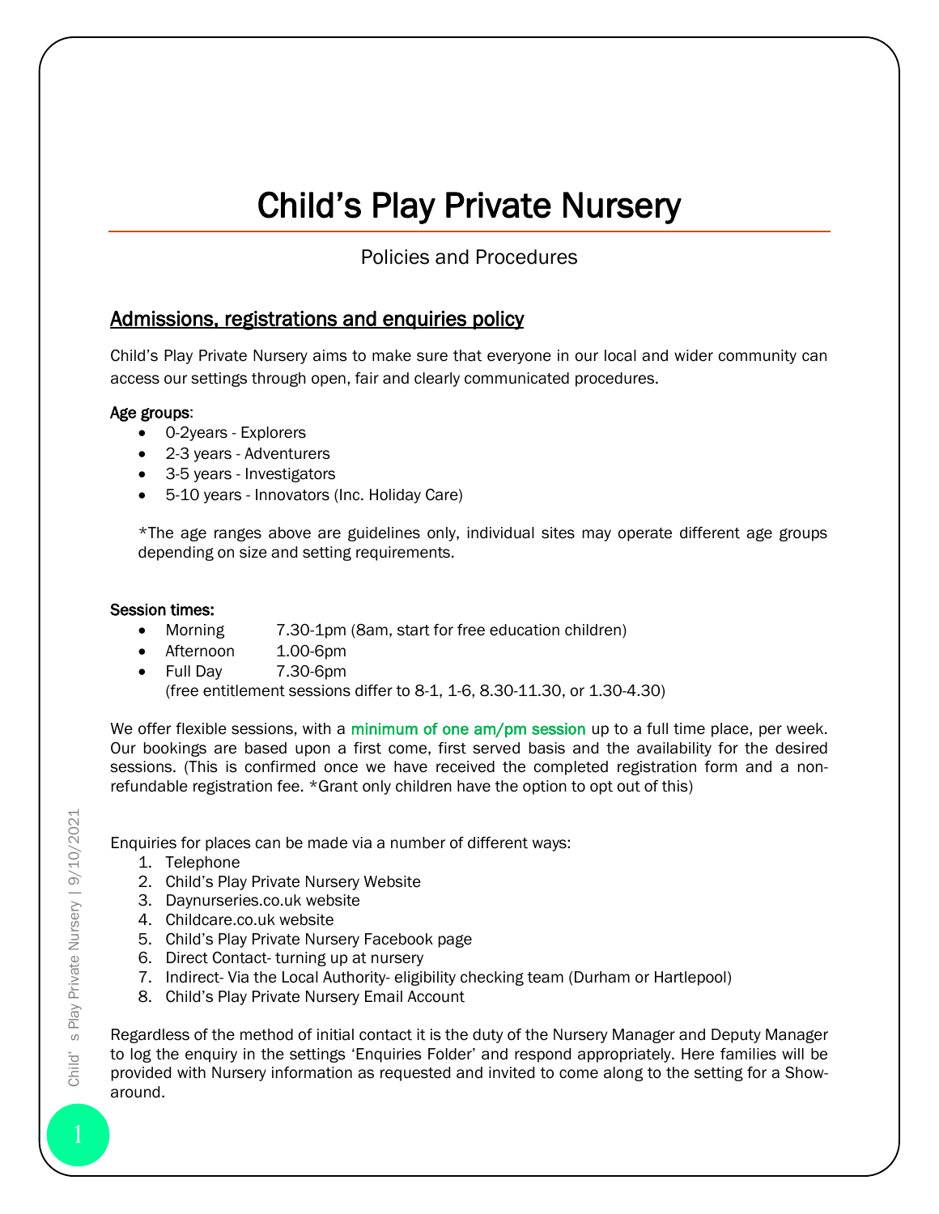# Child's Play Private Nursery

Policies and Procedures

## Admissions, registrations and enquiries policy

Child's Play Private Nursery aims to make sure that everyone in our local and wider community can access our settings through open, fair and clearly communicated procedures.

**Age groups:**

- 0-2years - Explorers
- 2-3 years - Adventurers
- 3-5 years - Investigators
- 5-10 years - Innovators (Inc. Holiday Care)

*The age ranges above are guidelines only, individual sites may operate different age groups depending on size and setting requirements.

**Session times:**

- Morning 7.30-1pm (8am, start for free education children)
- Afternoon 1.00-6pm
- Full Day 7.30-6pm (free entitlement sessions differ to 8-1, 1-6, 8.30-11.30, or 1.30-4.30)

We offer flexible sessions, with a minimum of one am/pm session up to a full time place, per week. Our bookings are based upon a first come, first served basis and the availability for the desired sessions. (This is confirmed once we have received the completed registration form and a non-refundable registration fee. *Grant only children have the option to opt out of this)

Enquiries for places can be made via a number of different ways:

1. Telephone
2. Child's Play Private Nursery Website
3. Daynurseries.co.uk website
4. Childcare.co.uk website
5. Child's Play Private Nursery Facebook page
6. Direct Contact- turning up at nursery
7. Indirect- Via the Local Authority- eligibility checking team (Durham or Hartlepool)
8. Child's Play Private Nursery Email Account

Regardless of the method of initial contact it is the duty of the Nursery Manager and Deputy Manager to log the enquiry in the settings 'Enquiries Folder' and respond appropriately. Here families will be provided with Nursery information as requested and invited to come along to the setting for a Show-around.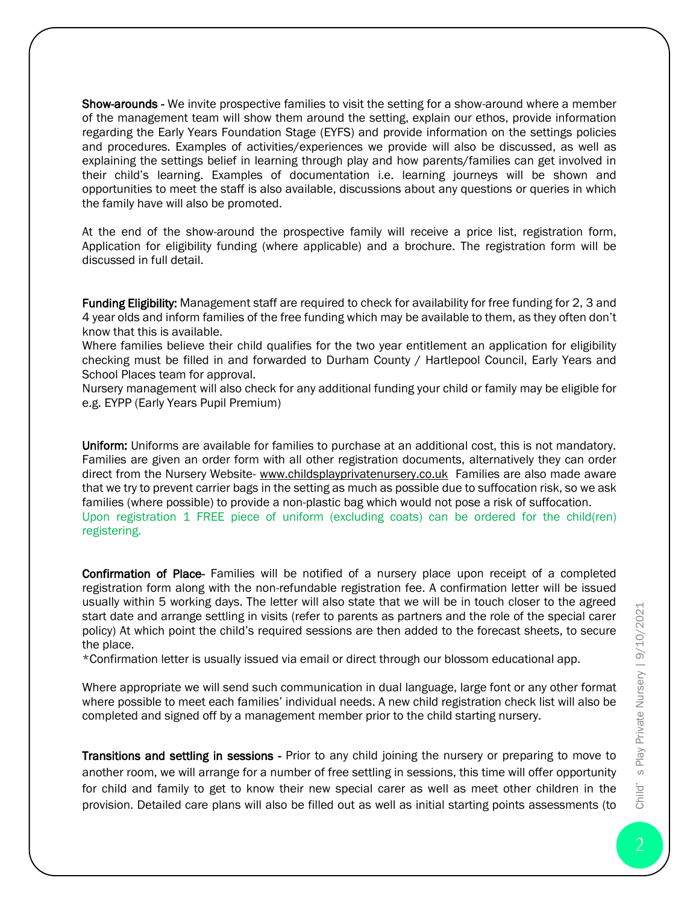**Show-arounds -** We invite prospective families to visit the setting for a show-around where a member of the management team will show them around the setting, explain our ethos, provide information regarding the Early Years Foundation Stage (EYFS) and provide information on the settings policies and procedures. Examples of activities/experiences we provide will also be discussed, as well as explaining the settings belief in learning through play and how parents/families can get involved in their child's learning. Examples of documentation i.e. learning journeys will be shown and opportunities to meet the staff is also available, discussions about any questions or queries in which the family have will also be promoted.

At the end of the show-around the prospective family will receive a price list, registration form, Application for eligibility funding (where applicable) and a brochure. The registration form will be discussed in full detail.

**Funding Eligibility:** Management staff are required to check for availability for free funding for 2, 3 and 4 year olds and inform families of the free funding which may be available to them, as they often don't know that this is available.
Where families believe their child qualifies for the two year entitlement an application for eligibility checking must be filled in and forwarded to Durham County / Hartlepool Council, Early Years and School Places team for approval.
Nursery management will also check for any additional funding your child or family may be eligible for e.g. EYPP (Early Years Pupil Premium)

**Uniform:** Uniforms are available for families to purchase at an additional cost, this is not mandatory. Families are given an order form with all other registration documents, alternatively they can order direct from the Nursery Website- www.childsplayprivatenursery.co.uk Families are also made aware that we try to prevent carrier bags in the setting as much as possible due to suffocation risk, so we ask families (where possible) to provide a non-plastic bag which would not pose a risk of suffocation.
Upon registration 1 FREE piece of uniform (excluding coats) can be ordered for the child(ren) registering.

**Confirmation of Place-** Families will be notified of a nursery place upon receipt of a completed registration form along with the non-refundable registration fee. A confirmation letter will be issued usually within 5 working days. The letter will also state that we will be in touch closer to the agreed start date and arrange settling in visits (refer to parents as partners and the role of the special carer policy) At which point the child's required sessions are then added to the forecast sheets, to secure the place.
*Confirmation letter is usually issued via email or direct through our blossom educational app.

Where appropriate we will send such communication in dual language, large font or any other format where possible to meet each families' individual needs. A new child registration check list will also be completed and signed off by a management member prior to the child starting nursery.

**Transitions and settling in sessions -** Prior to any child joining the nursery or preparing to move to another room, we will arrange for a number of free settling in sessions, this time will offer opportunity for child and family to get to know their new special carer as well as meet other children in the provision. Detailed care plans will also be filled out as well as initial starting points assessments (to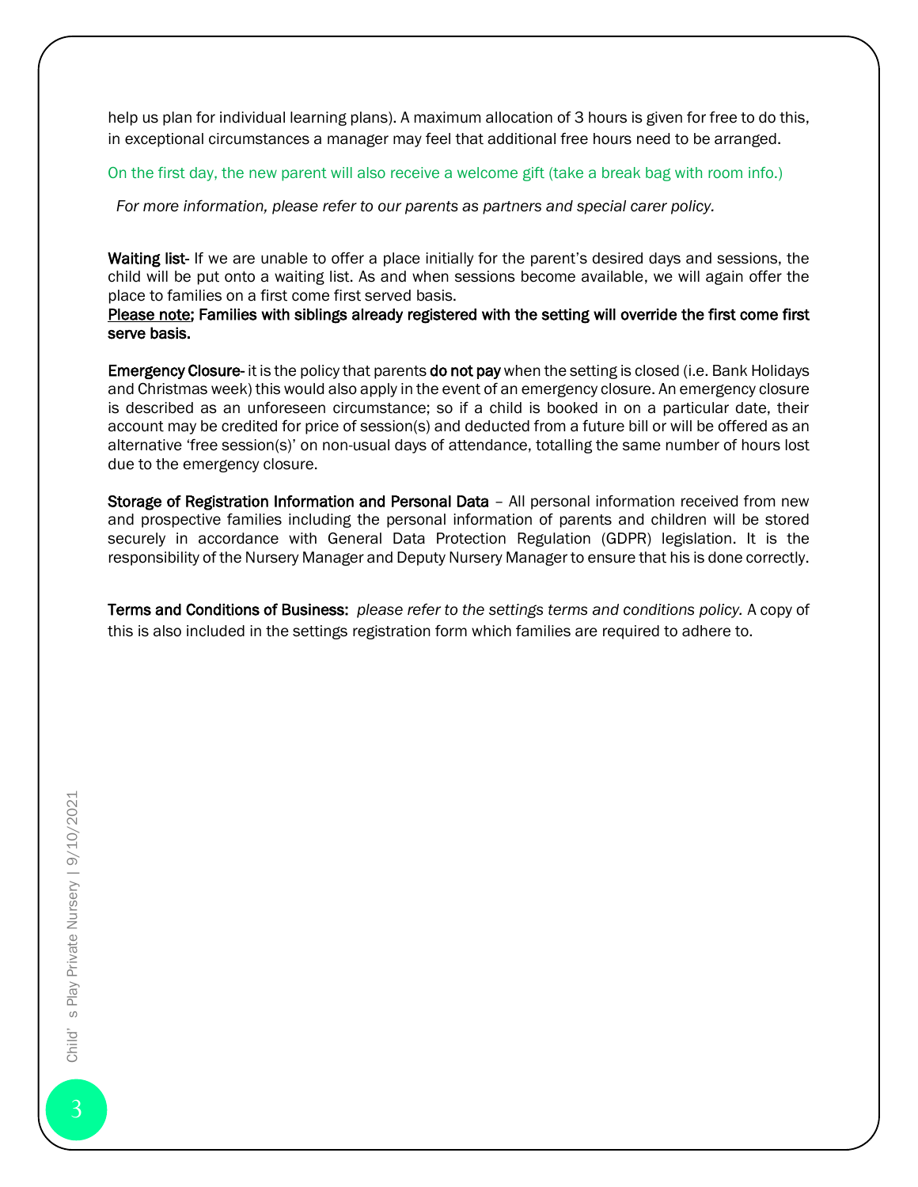help us plan for individual learning plans). A maximum allocation of 3 hours is given for free to do this, in exceptional circumstances a manager may feel that additional free hours need to be arranged.

On the first day, the new parent will also receive a welcome gift (take a break bag with room info.)

*For more information, please refer to our parents as partners and special carer policy.*

**Waiting list**- If we are unable to offer a place initially for the parent's desired days and sessions, the child will be put onto a waiting list. As and when sessions become available, we will again offer the place to families on a first come first served basis.
**Please note; Families with siblings already registered with the setting will override the first come first serve basis.**

**Emergency Closure**- it is the policy that parents **do not pay** when the setting is closed (i.e. Bank Holidays and Christmas week) this would also apply in the event of an emergency closure. An emergency closure is described as an unforeseen circumstance; so if a child is booked in on a particular date, their account may be credited for price of session(s) and deducted from a future bill or will be offered as an alternative 'free session(s)' on non-usual days of attendance, totalling the same number of hours lost due to the emergency closure.

**Storage of Registration Information and Personal Data** – All personal information received from new and prospective families including the personal information of parents and children will be stored securely in accordance with General Data Protection Regulation (GDPR) legislation. It is the responsibility of the Nursery Manager and Deputy Nursery Manager to ensure that his is done correctly.

**Terms and Conditions of Business:** *please refer to the settings terms and conditions policy.* A copy of this is also included in the settings registration form which families are required to adhere to.